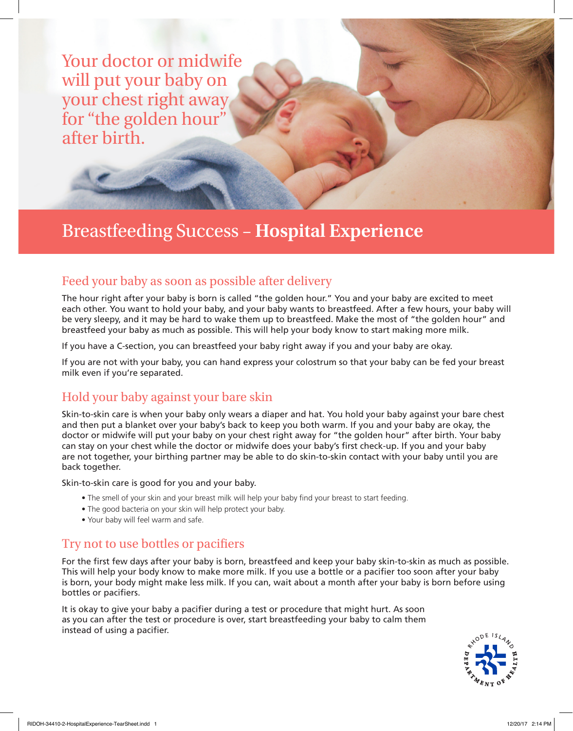Your doctor or midwife will put your baby on your chest right away for "the golden hour" after birth.

# Breastfeeding Success – **Hospital Experience**

## Feed your baby as soon as possible after delivery

The hour right after your baby is born is called "the golden hour." You and your baby are excited to meet each other. You want to hold your baby, and your baby wants to breastfeed. After a few hours, your baby will be very sleepy, and it may be hard to wake them up to breastfeed. Make the most of "the golden hour" and breastfeed your baby as much as possible. This will help your body know to start making more milk.

If you have a C-section, you can breastfeed your baby right away if you and your baby are okay.

If you are not with your baby, you can hand express your colostrum so that your baby can be fed your breast milk even if you're separated.

## Hold your baby against your bare skin

Skin-to-skin care is when your baby only wears a diaper and hat. You hold your baby against your bare chest and then put a blanket over your baby's back to keep you both warm. If you and your baby are okay, the doctor or midwife will put your baby on your chest right away for "the golden hour" after birth. Your baby can stay on your chest while the doctor or midwife does your baby's first check-up. If you and your baby are not together, your birthing partner may be able to do skin-to-skin contact with your baby until you are back together.

Skin-to-skin care is good for you and your baby.

- The smell of your skin and your breast milk will help your baby find your breast to start feeding.
- The good bacteria on your skin will help protect your baby.
- Your baby will feel warm and safe.

## Try not to use bottles or pacifiers

For the first few days after your baby is born, breastfeed and keep your baby skin-to-skin as much as possible. This will help your body know to make more milk. If you use a bottle or a pacifier too soon after your baby is born, your body might make less milk. If you can, wait about a month after your baby is born before using bottles or pacifiers.

It is okay to give your baby a pacifier during a test or procedure that might hurt. As soon as you can after the test or procedure is over, start breastfeeding your baby to calm them instead of using a pacifier.

RHODE ISLAND DEPARTMENT OF HEALTH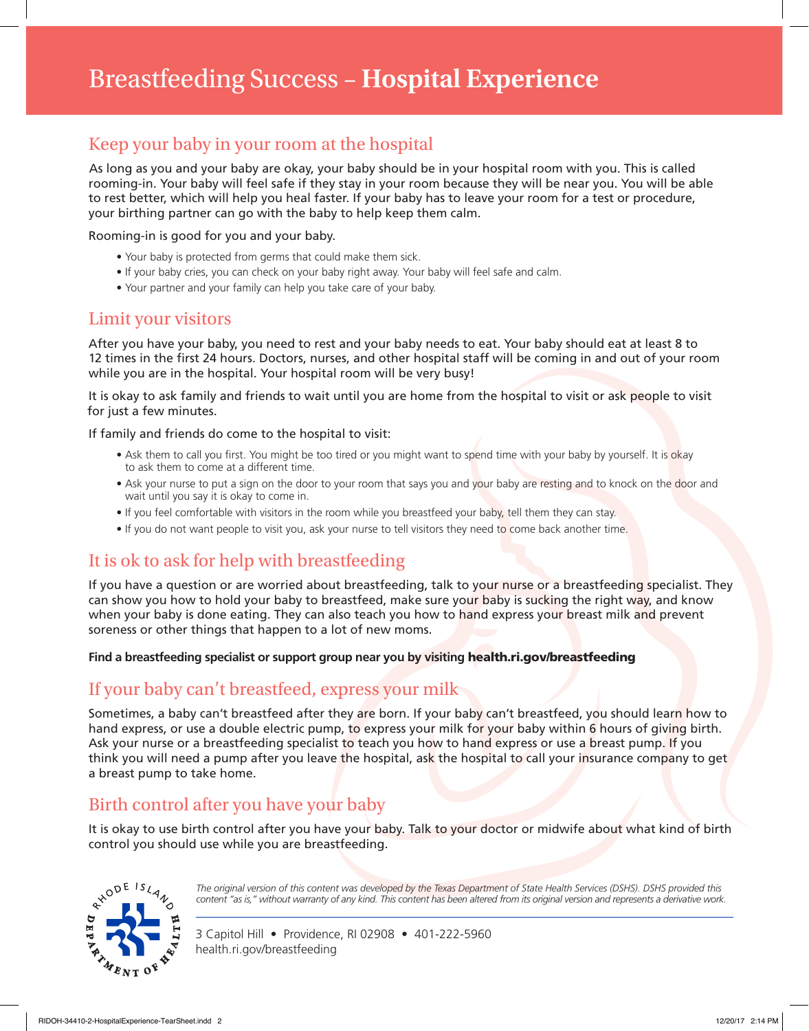# Breastfeeding Success – **Hospital Experience**

## Keep your baby in your room at the hospital

As long as you and your baby are okay, your baby should be in your hospital room with you. This is called rooming-in. Your baby will feel safe if they stay in your room because they will be near you. You will be able to rest better, which will help you heal faster. If your baby has to leave your room for a test or procedure, your birthing partner can go with the baby to help keep them calm.

Rooming-in is good for you and your baby.

- Your baby is protected from germs that could make them sick.
- If your baby cries, you can check on your baby right away. Your baby will feel safe and calm.
- Your partner and your family can help you take care of your baby.

## Limit your visitors

After you have your baby, you need to rest and your baby needs to eat. Your baby should eat at least 8 to 12 times in the first 24 hours. Doctors, nurses, and other hospital staff will be coming in and out of your room while you are in the hospital. Your hospital room will be very busy!

It is okay to ask family and friends to wait until you are home from the hospital to visit or ask people to visit for just a few minutes.

If family and friends do come to the hospital to visit:

- Ask them to call you first. You might be too tired or you might want to spend time with your baby by yourself. It is okay to ask them to come at a different time.
- Ask your nurse to put a sign on the door to your room that says you and your baby are resting and to knock on the door and wait until you say it is okay to come in.
- If you feel comfortable with visitors in the room while you breastfeed your baby, tell them they can stay.
- If you do not want people to visit you, ask your nurse to tell visitors they need to come back another time.

## It is ok to ask for help with breastfeeding

If you have a question or are worried about breastfeeding, talk to your nurse or a breastfeeding specialist. They can show you how to hold your baby to breastfeed, make sure your baby is sucking the right way, and know when your baby is done eating. They can also teach you how to hand express your breast milk and prevent soreness or other things that happen to a lot of new moms.

**Find a breastfeeding specialist or support group near you by visiting health.ri.gov/breastfeeding**

## If your baby can't breastfeed, express your milk

Sometimes, a baby can't breastfeed after they are born. If your baby can't breastfeed, you should learn how to hand express, or use a double electric pump, to express your milk for your baby within 6 hours of giving birth. Ask your nurse or a breastfeeding specialist to teach you how to hand express or use a breast pump. If you think you will need a pump after you leave the hospital, ask the hospital to call your insurance company to get a breast pump to take home.

## Birth control after you have your baby

It is okay to use birth control after you have your baby. Talk to your doctor or midwife about what kind of birth control you should use while you are breastfeeding.

*The original version of this content was developed by the Texas Department of State Health Services (DSHS). DSHS provided this content "as is," without warranty of any kind. This content has been altered from its original version and represents a derivative work.*

Rhode Island Department of Health

3 Capitol Hill • Providence, RI 02908 • 401-222-5960
health.ri.gov/breastfeeding